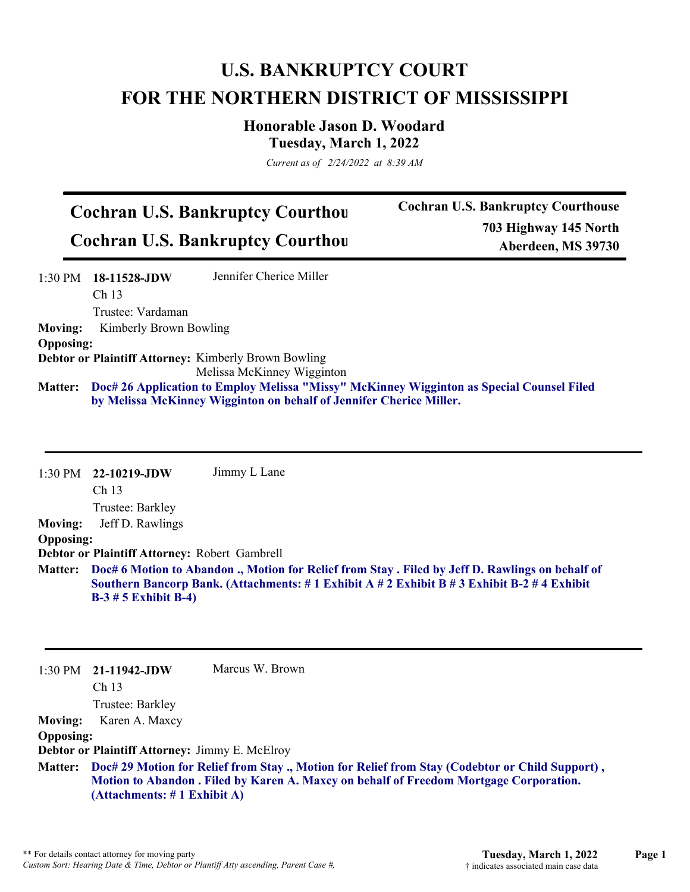# U.S. BANKRUPTCY COURT
# FOR THE NORTHERN DISTRICT OF MISSISSIPPI

## Honorable Jason D. Woodard
## Tuesday, March 1, 2022

*Current as of 2/24/2022 at 8:39 AM*

---

## Cochran U.S. Bankruptcy Courthou
## Cochran U.S. Bankruptcy Courthou

**Cochran U.S. Bankruptcy Courthouse**
**703 Highway 145 North**
**Aberdeen, MS 39730**

---

1:30 PM **18-11528-JDW** Jennifer Cherice Miller
Ch 13
Trustee: Vardaman

**Moving:** Kimberly Brown Bowling
**Opposing:**
**Debtor or Plaintiff Attorney:** Kimberly Brown Bowling
Melissa McKinney Wigginton

**Matter:** **Doc# 26 Application to Employ Melissa "Missy" McKinney Wigginton as Special Counsel Filed by Melissa McKinney Wigginton on behalf of Jennifer Cherice Miller.**

---

1:30 PM **22-10219-JDW** Jimmy L Lane
Ch 13
Trustee: Barkley

**Moving:** Jeff D. Rawlings
**Opposing:**
**Debtor or Plaintiff Attorney:** Robert Gambrell

**Matter:** **Doc# 6 Motion to Abandon ., Motion for Relief from Stay . Filed by Jeff D. Rawlings on behalf of Southern Bancorp Bank. (Attachments: # 1 Exhibit A # 2 Exhibit B # 3 Exhibit B-2 # 4 Exhibit B-3 # 5 Exhibit B-4)**

---

1:30 PM **21-11942-JDW** Marcus W. Brown
Ch 13
Trustee: Barkley

**Moving:** Karen A. Maxcy
**Opposing:**
**Debtor or Plaintiff Attorney:** Jimmy E. McElroy

**Matter:** **Doc# 29 Motion for Relief from Stay ., Motion for Relief from Stay (Codebtor or Child Support) , Motion to Abandon . Filed by Karen A. Maxcy on behalf of Freedom Mortgage Corporation. (Attachments: # 1 Exhibit A)**

---

** For details contact attorney for moving party
*Custom Sort: Hearing Date & Time, Debtor or Plantiff Atty ascending, Parent Case #,*

† indicates associated main case data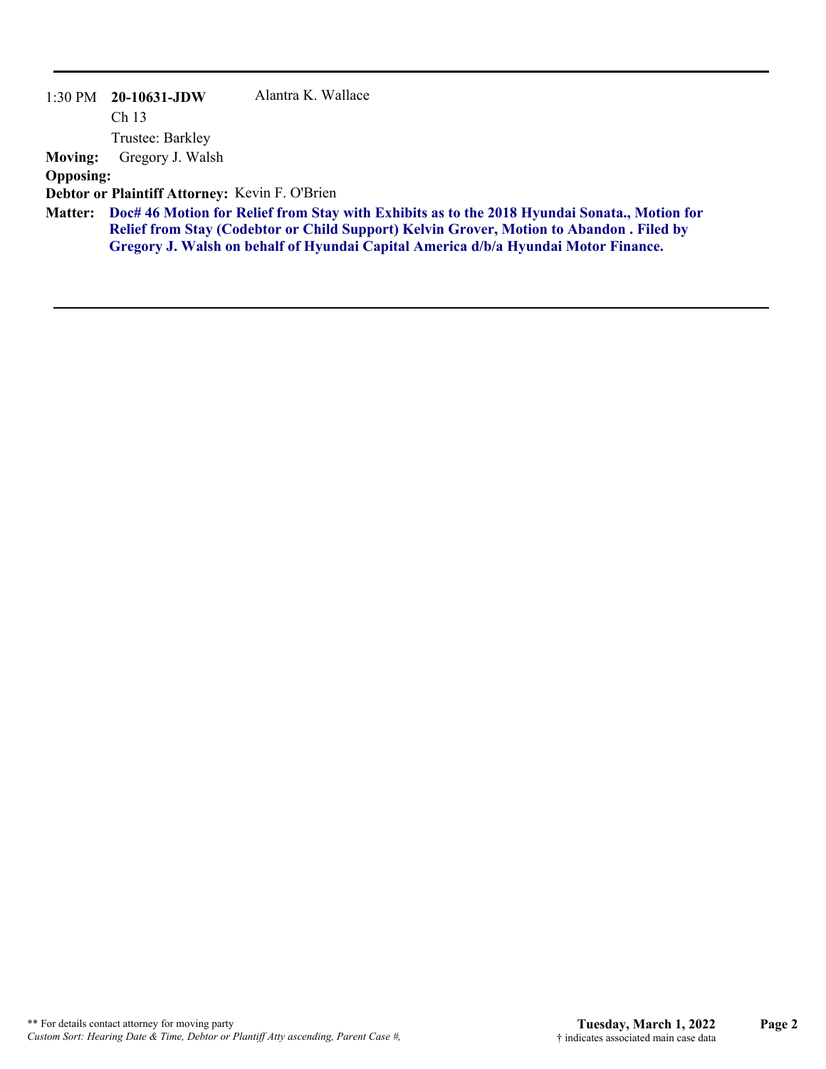1:30 PM **20-10631-JDW** Alantra K. Wallace

Ch 13

Trustee: Barkley

**Moving:** Gregory J. Walsh

**Opposing:**

**Debtor or Plaintiff Attorney:** Kevin F. O'Brien

**Matter:** **Doc# 46 Motion for Relief from Stay with Exhibits as to the 2018 Hyundai Sonata., Motion for Relief from Stay (Codebtor or Child Support) Kelvin Grover, Motion to Abandon . Filed by Gregory J. Walsh on behalf of Hyundai Capital America d/b/a Hyundai Motor Finance.**